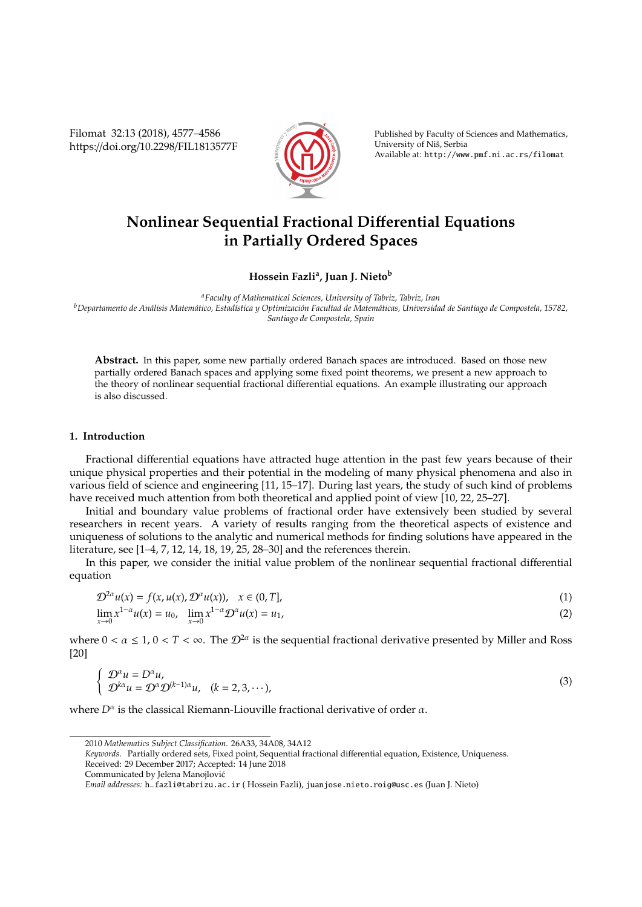# Nonlinear Sequential Fractional Differential Equations in Partially Ordered Spaces

**Hossein Fazli[a], Juan J. Nieto[b]**

[a] *Faculty of Mathematical Sciences, University of Tabriz, Tabriz, Iran*
[b] *Departamento de Análisis Matemático, Estadística y Optimización Facultad de Matemáticas, Universidad de Santiago de Compostela, 15782, Santiago de Compostela, Spain*

**Abstract.** In this paper, some new partially ordered Banach spaces are introduced. Based on those new partially ordered Banach spaces and applying some fixed point theorems, we present a new approach to the theory of nonlinear sequential fractional differential equations. An example illustrating our approach is also discussed.

## 1. Introduction

Fractional differential equations have attracted huge attention in the past few years because of their unique physical properties and their potential in the modeling of many physical phenomena and also in various field of science and engineering [11, 15–17]. During last years, the study of such kind of problems have received much attention from both theoretical and applied point of view [10, 22, 25–27].

Initial and boundary value problems of fractional order have extensively been studied by several researchers in recent years. A variety of results ranging from the theoretical aspects of existence and uniqueness of solutions to the analytic and numerical methods for finding solutions have appeared in the literature, see [1–4, 7, 12, 14, 18, 19, 25, 28–30] and the references therein.

In this paper, we consider the initial value problem of the nonlinear sequential fractional differential equation

$$\mathcal{D}^{2\alpha}u(x) = f(x, u(x), \mathcal{D}^{\alpha}u(x)), \quad x \in (0, T], \tag{1}$$

$$\lim_{x\to 0} x^{1-\alpha}u(x) = u_0, \quad \lim_{x\to 0} x^{1-\alpha}\mathcal{D}^{\alpha}u(x) = u_1, \tag{2}$$

where $0 < \alpha \leq 1$, $0 < T < \infty$. The $\mathcal{D}^{2\alpha}$ is the sequential fractional derivative presented by Miller and Ross [20]

$$\begin{cases} \mathcal{D}^{\alpha}u = D^{\alpha}u, \\ \mathcal{D}^{k\alpha}u = \mathcal{D}^{\alpha}\mathcal{D}^{(k-1)\alpha}u, \quad (k = 2, 3, \cdots), \end{cases} \tag{3}$$

where $D^{\alpha}$ is the classical Riemann-Liouville fractional derivative of order $\alpha$.

---

2010 *Mathematics Subject Classification*. 26A33, 34A08, 34A12

*Keywords*. Partially ordered sets, Fixed point, Sequential fractional differential equation, Existence, Uniqueness.

Received: 29 December 2017; Accepted: 14 June 2018

Communicated by Jelena Manojlović

*Email addresses:* h_fazli@tabrizu.ac.ir ( Hossein Fazli), juanjose.nieto.roig@usc.es (Juan J. Nieto)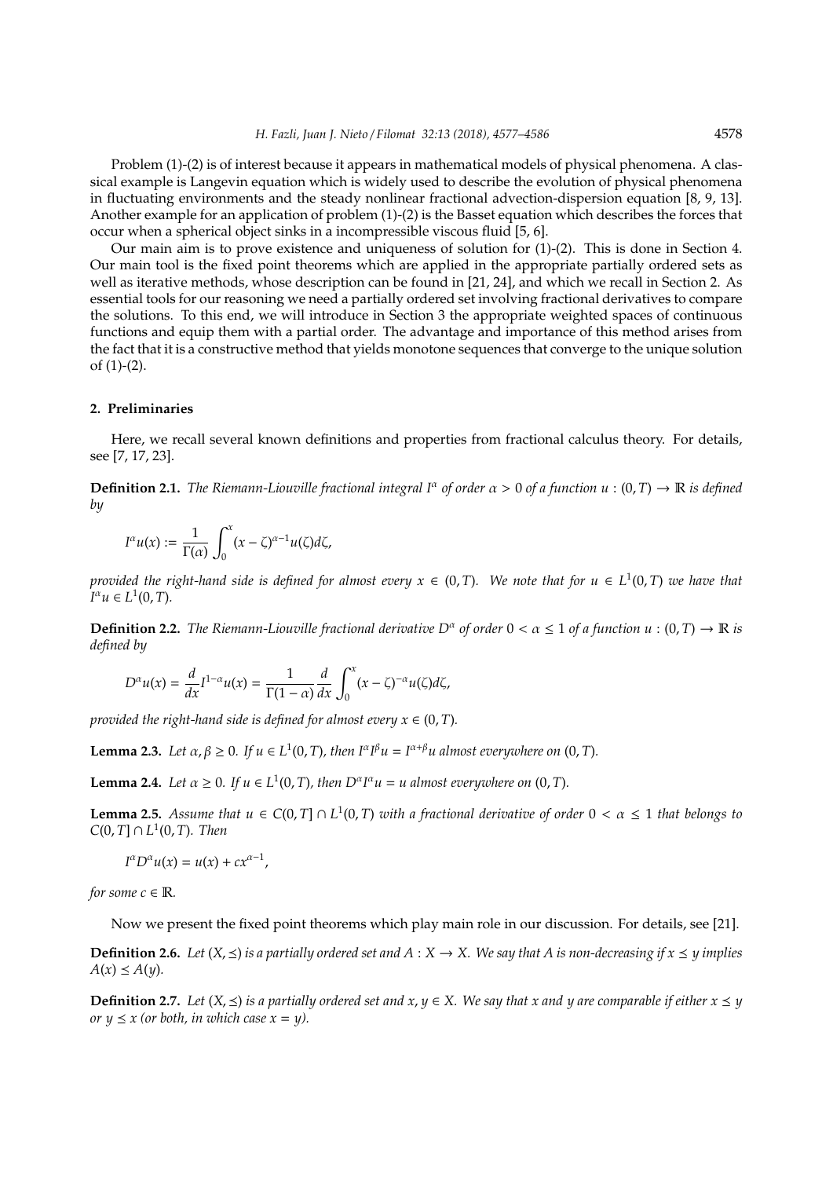Problem (1)-(2) is of interest because it appears in mathematical models of physical phenomena. A classical example is Langevin equation which is widely used to describe the evolution of physical phenomena in fluctuating environments and the steady nonlinear fractional advection-dispersion equation [8, 9, 13]. Another example for an application of problem (1)-(2) is the Basset equation which describes the forces that occur when a spherical object sinks in a incompressible viscous fluid [5, 6].

Our main aim is to prove existence and uniqueness of solution for (1)-(2). This is done in Section 4. Our main tool is the fixed point theorems which are applied in the appropriate partially ordered sets as well as iterative methods, whose description can be found in [21, 24], and which we recall in Section 2. As essential tools for our reasoning we need a partially ordered set involving fractional derivatives to compare the solutions. To this end, we will introduce in Section 3 the appropriate weighted spaces of continuous functions and equip them with a partial order. The advantage and importance of this method arises from the fact that it is a constructive method that yields monotone sequences that converge to the unique solution of (1)-(2).

## 2. Preliminaries

Here, we recall several known definitions and properties from fractional calculus theory. For details, see [7, 17, 23].

**Definition 2.1.** *The Riemann-Liouville fractional integral $I^\alpha$ of order $\alpha > 0$ of a function $u : (0, T) \to \mathbb{R}$ is defined by*

$$I^\alpha u(x) := \frac{1}{\Gamma(\alpha)} \int_0^x (x - \zeta)^{\alpha-1} u(\zeta) d\zeta,$$

*provided the right-hand side is defined for almost every $x \in (0, T)$. We note that for $u \in L^1(0, T)$ we have that $I^\alpha u \in L^1(0, T)$.*

**Definition 2.2.** *The Riemann-Liouville fractional derivative $D^\alpha$ of order $0 < \alpha \leq 1$ of a function $u : (0, T) \to \mathbb{R}$ is defined by*

$$D^\alpha u(x) = \frac{d}{dx} I^{1-\alpha} u(x) = \frac{1}{\Gamma(1-\alpha)} \frac{d}{dx} \int_0^x (x - \zeta)^{-\alpha} u(\zeta) d\zeta,$$

*provided the right-hand side is defined for almost every $x \in (0, T)$.*

**Lemma 2.3.** *Let $\alpha, \beta \geq 0$. If $u \in L^1(0, T)$, then $I^\alpha I^\beta u = I^{\alpha+\beta} u$ almost everywhere on $(0, T)$.*

**Lemma 2.4.** *Let $\alpha \geq 0$. If $u \in L^1(0, T)$, then $D^\alpha I^\alpha u = u$ almost everywhere on $(0, T)$.*

**Lemma 2.5.** *Assume that $u \in C(0, T] \cap L^1(0, T)$ with a fractional derivative of order $0 < \alpha \leq 1$ that belongs to $C(0, T] \cap L^1(0, T)$. Then*

$$I^\alpha D^\alpha u(x) = u(x) + cx^{\alpha-1},$$

*for some $c \in \mathbb{R}$.*

Now we present the fixed point theorems which play main role in our discussion. For details, see [21].

**Definition 2.6.** *Let $(X, \preceq)$ is a partially ordered set and $A : X \to X$. We say that $A$ is non-decreasing if $x \preceq y$ implies $A(x) \preceq A(y)$.*

**Definition 2.7.** *Let $(X, \preceq)$ is a partially ordered set and $x, y \in X$. We say that $x$ and $y$ are comparable if either $x \preceq y$ or $y \preceq x$ (or both, in which case $x = y$).*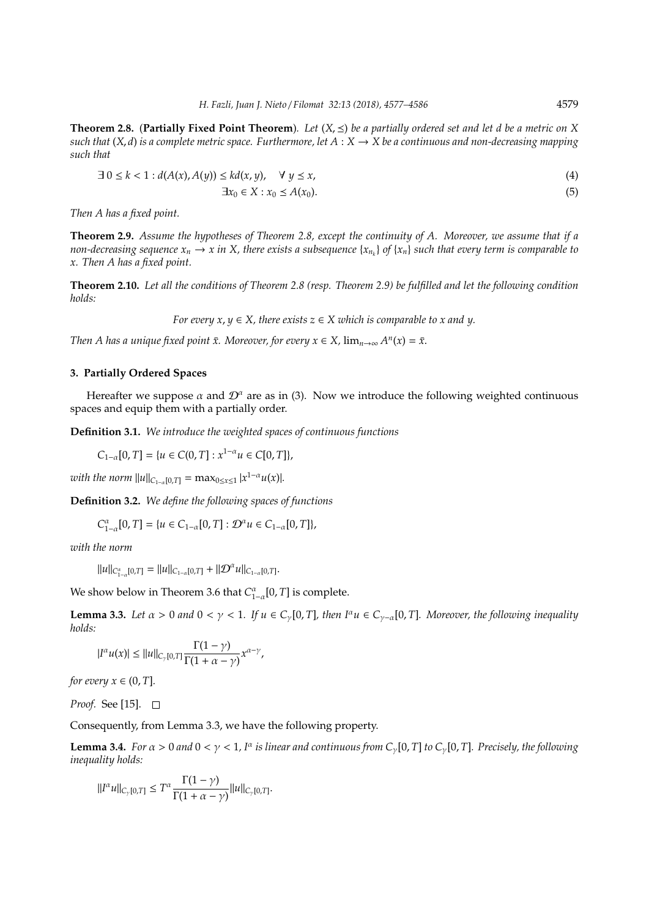**Theorem 2.8.** (**Partially Fixed Point Theorem**). *Let $(X, \leq)$ be a partially ordered set and let $d$ be a metric on $X$ such that $(X, d)$ is a complete metric space. Furthermore, let $A : X \to X$ be a continuous and non-decreasing mapping such that*

$$\exists\, 0 \leq k < 1 : d(A(x), A(y)) \leq kd(x, y), \quad \forall\; y \leq x, \tag{4}$$

$$\exists x_0 \in X : x_0 \leq A(x_0). \tag{5}$$

*Then $A$ has a fixed point.*

**Theorem 2.9.** *Assume the hypotheses of Theorem 2.8, except the continuity of $A$. Moreover, we assume that if a non-decreasing sequence $x_n \to x$ in $X$, there exists a subsequence $\{x_{n_k}\}$ of $\{x_n\}$ such that every term is comparable to $x$. Then $A$ has a fixed point.*

**Theorem 2.10.** *Let all the conditions of Theorem 2.8 (resp. Theorem 2.9) be fulfilled and let the following condition holds:*

*For every $x, y \in X$, there exists $z \in X$ which is comparable to $x$ and $y$.*

*Then $A$ has a unique fixed point $\bar{x}$. Moreover, for every $x \in X$, $\lim_{n\to\infty} A^n(x) = \bar{x}$.*

### 3. Partially Ordered Spaces

Hereafter we suppose $\alpha$ and $\mathcal{D}^\alpha$ are as in (3). Now we introduce the following weighted continuous spaces and equip them with a partially order.

**Definition 3.1.** *We introduce the weighted spaces of continuous functions*

$$C_{1-\alpha}[0, T] = \{u \in C(0, T] : x^{1-\alpha}u \in C[0, T]\},$$

*with the norm $\|u\|_{C_{1-\alpha}[0,T]} = \max_{0\leq x\leq 1} |x^{1-\alpha}u(x)|$.*

**Definition 3.2.** *We define the following spaces of functions*

$$C^\alpha_{1-\alpha}[0, T] = \{u \in C_{1-\alpha}[0, T] : \mathcal{D}^\alpha u \in C_{1-\alpha}[0, T]\},$$

*with the norm*

$$\|u\|_{C^\alpha_{1-\alpha}[0,T]} = \|u\|_{C_{1-\alpha}[0,T]} + \|\mathcal{D}^\alpha u\|_{C_{1-\alpha}[0,T]}.$$

We show below in Theorem 3.6 that $C^\alpha_{1-\alpha}[0, T]$ is complete.

**Lemma 3.3.** *Let $\alpha > 0$ and $0 < \gamma < 1$. If $u \in C_\gamma[0, T]$, then $I^\alpha u \in C_{\gamma-\alpha}[0, T]$. Moreover, the following inequality holds:*

$$|I^\alpha u(x)| \leq \|u\|_{C_\gamma[0,T]} \frac{\Gamma(1-\gamma)}{\Gamma(1+\alpha-\gamma)} x^{\alpha-\gamma},$$

*for every $x \in (0, T]$.*

*Proof.* See [15]. □

Consequently, from Lemma 3.3, we have the following property.

**Lemma 3.4.** *For $\alpha > 0$ and $0 < \gamma < 1$, $I^\alpha$ is linear and continuous from $C_\gamma[0, T]$ to $C_\gamma[0, T]$. Precisely, the following inequality holds:*

$$\|I^\alpha u\|_{C_\gamma[0,T]} \leq T^\alpha \frac{\Gamma(1-\gamma)}{\Gamma(1+\alpha-\gamma)} \|u\|_{C_\gamma[0,T]}.$$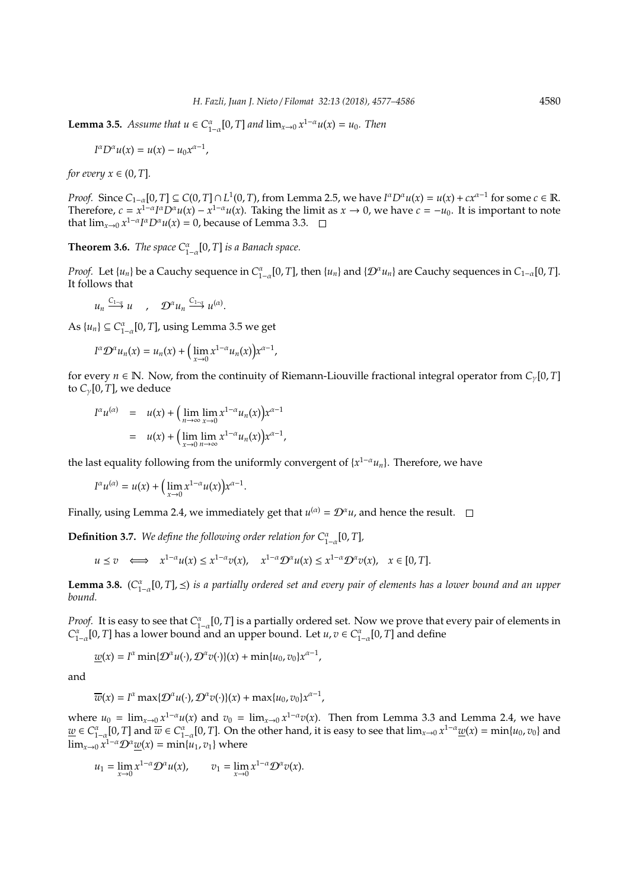**Lemma 3.5.** *Assume that $u \in C^{\alpha}_{1-\alpha}[0,T]$ and $\lim_{x\to 0} x^{1-\alpha}u(x) = u_0$. Then*

$$I^{\alpha}D^{\alpha}u(x) = u(x) - u_0 x^{\alpha-1},$$

*for every $x \in (0,T]$.*

*Proof.* Since $C_{1-\alpha}[0,T] \subseteq C(0,T] \cap L^1(0,T)$, from Lemma 2.5, we have $I^{\alpha}D^{\alpha}u(x) = u(x) + cx^{\alpha-1}$ for some $c \in \mathbb{R}$. Therefore, $c = x^{1-\alpha}I^{\alpha}D^{\alpha}u(x) - x^{1-\alpha}u(x)$. Taking the limit as $x \to 0$, we have $c = -u_0$. It is important to note that $\lim_{x\to 0} x^{1-\alpha}I^{\alpha}D^{\alpha}u(x) = 0$, because of Lemma 3.3. □

**Theorem 3.6.** *The space $C^{\alpha}_{1-\alpha}[0,T]$ is a Banach space.*

*Proof.* Let $\{u_n\}$ be a Cauchy sequence in $C^{\alpha}_{1-\alpha}[0,T]$, then $\{u_n\}$ and $\{\mathcal{D}^{\alpha}u_n\}$ are Cauchy sequences in $C_{1-\alpha}[0,T]$. It follows that

$$u_n \xrightarrow{C_{1-\alpha}} u \quad , \quad \mathcal{D}^{\alpha}u_n \xrightarrow{C_{1-\alpha}} u^{(\alpha)}.$$

As $\{u_n\} \subseteq C^{\alpha}_{1-\alpha}[0,T]$, using Lemma 3.5 we get

$$I^{\alpha}\mathcal{D}^{\alpha}u_n(x) = u_n(x) + \Big(\lim_{x\to 0} x^{1-\alpha}u_n(x)\Big)x^{\alpha-1},$$

for every $n \in \mathbb{N}$. Now, from the continuity of Riemann-Liouville fractional integral operator from $C_{\gamma}[0,T]$ to $C_{\gamma}[0,T]$, we deduce

$$\begin{aligned} I^{\alpha}u^{(\alpha)} &= u(x) + \Big(\lim_{n\to\infty}\lim_{x\to 0} x^{1-\alpha}u_n(x)\Big)x^{\alpha-1} \\ &= u(x) + \Big(\lim_{x\to 0}\lim_{n\to\infty} x^{1-\alpha}u_n(x)\Big)x^{\alpha-1}, \end{aligned}$$

the last equality following from the uniformly convergent of $\{x^{1-\alpha}u_n\}$. Therefore, we have

$$I^{\alpha}u^{(\alpha)} = u(x) + \Big(\lim_{x\to 0} x^{1-\alpha}u(x)\Big)x^{\alpha-1}.$$

Finally, using Lemma 2.4, we immediately get that $u^{(\alpha)} = \mathcal{D}^{\alpha}u$, and hence the result. □

**Definition 3.7.** *We define the following order relation for $C^{\alpha}_{1-\alpha}[0,T]$,*

$$u \preceq v \iff x^{1-\alpha}u(x) \le x^{1-\alpha}v(x), \quad x^{1-\alpha}\mathcal{D}^{\alpha}u(x) \le x^{1-\alpha}\mathcal{D}^{\alpha}v(x), \quad x \in [0,T].$$

**Lemma 3.8.** *$(C^{\alpha}_{1-\alpha}[0,T], \preceq)$ is a partially ordered set and every pair of elements has a lower bound and an upper bound.*

*Proof.* It is easy to see that $C^{\alpha}_{1-\alpha}[0,T]$ is a partially ordered set. Now we prove that every pair of elements in $C^{\alpha}_{1-\alpha}[0,T]$ has a lower bound and an upper bound. Let $u, v \in C^{\alpha}_{1-\alpha}[0,T]$ and define

$$\underline{w}(x) = I^{\alpha}\min\{\mathcal{D}^{\alpha}u(\cdot), \mathcal{D}^{\alpha}v(\cdot)\}(x) + \min\{u_0, v_0\}x^{\alpha-1},$$

and

$$\overline{w}(x) = I^{\alpha}\max\{\mathcal{D}^{\alpha}u(\cdot), \mathcal{D}^{\alpha}v(\cdot)\}(x) + \max\{u_0, v_0\}x^{\alpha-1},$$

where $u_0 = \lim_{x\to 0} x^{1-\alpha}u(x)$ and $v_0 = \lim_{x\to 0} x^{1-\alpha}v(x)$. Then from Lemma 3.3 and Lemma 2.4, we have $\underline{w} \in C^{\alpha}_{1-\alpha}[0,T]$ and $\overline{w} \in C^{\alpha}_{1-\alpha}[0,T]$. On the other hand, it is easy to see that $\lim_{x\to 0} x^{1-\alpha}\underline{w}(x) = \min\{u_0, v_0\}$ and $\lim_{x\to 0} x^{1-\alpha}\mathcal{D}^{\alpha}\underline{w}(x) = \min\{u_1, v_1\}$ where

$$u_1 = \lim_{x\to 0} x^{1-\alpha}\mathcal{D}^{\alpha}u(x), \qquad v_1 = \lim_{x\to 0} x^{1-\alpha}\mathcal{D}^{\alpha}v(x).$$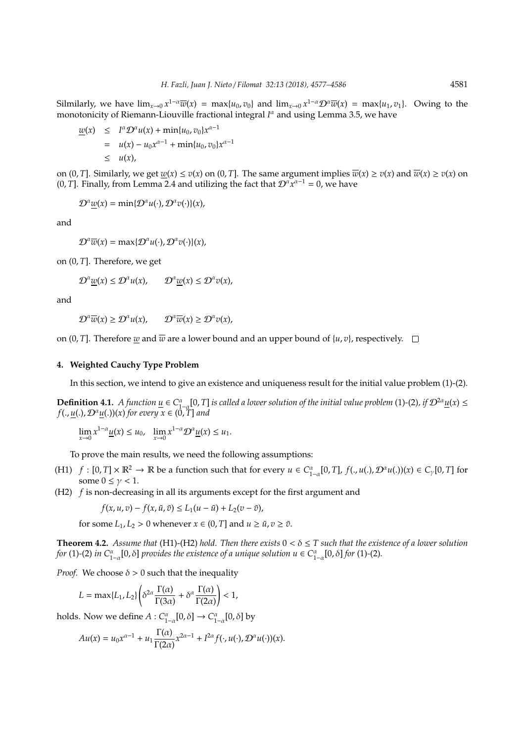Silmilarly, we have $\lim_{x\to 0} x^{1-\alpha}\overline{w}(x) = \max\{u_0, v_0\}$ and $\lim_{x\to 0} x^{1-\alpha}\mathcal{D}^\alpha\overline{w}(x) = \max\{u_1, v_1\}$. Owing to the monotonicity of Riemann-Liouville fractional integral $I^\alpha$ and using Lemma 3.5, we have

$$
\begin{aligned}
\underline{w}(x) &\leq I^\alpha\mathcal{D}^\alpha u(x) + \min\{u_0, v_0\}x^{\alpha-1} \\
&= u(x) - u_0 x^{\alpha-1} + \min\{u_0, v_0\}x^{\alpha-1} \\
&\leq u(x),
\end{aligned}
$$

on $(0, T]$. Similarly, we get $\underline{w}(x) \leq v(x)$ on $(0, T]$. The same argument implies $\overline{w}(x) \geq v(x)$ and $\overline{w}(x) \geq v(x)$ on $(0, T]$. Finally, from Lemma 2.4 and utilizing the fact that $\mathcal{D}^\alpha x^{\alpha-1} = 0$, we have

$$
\mathcal{D}^\alpha\underline{w}(x) = \min\{\mathcal{D}^\alpha u(\cdot), \mathcal{D}^\alpha v(\cdot)\}(x),
$$

and

$$
\mathcal{D}^\alpha\overline{w}(x) = \max\{\mathcal{D}^\alpha u(\cdot), \mathcal{D}^\alpha v(\cdot)\}(x),
$$

on $(0, T]$. Therefore, we get

$$
\mathcal{D}^\alpha\underline{w}(x) \leq \mathcal{D}^\alpha u(x), \qquad \mathcal{D}^\alpha\underline{w}(x) \leq \mathcal{D}^\alpha v(x),
$$

and

$$
\mathcal{D}^\alpha\overline{w}(x) \geq \mathcal{D}^\alpha u(x), \qquad \mathcal{D}^\alpha\overline{w}(x) \geq \mathcal{D}^\alpha v(x),
$$

on $(0, T]$. Therefore $\underline{w}$ and $\overline{w}$ are a lower bound and an upper bound of $\{u, v\}$, respectively. □

## 4. Weighted Cauchy Type Problem

In this section, we intend to give an existence and uniqueness result for the initial value problem (1)-(2).

**Definition 4.1.** *A function $\underline{u} \in C^\alpha_{1-\alpha}[0, T]$ is called a lower solution of the initial value problem (1)-(2), if $\mathcal{D}^{2\alpha}\underline{u}(x) \leq f(., \underline{u}(.), \mathcal{D}^\alpha\underline{u}(.))(x)$ for every $x \in (0, T]$ and*

$$
\lim_{x\to 0} x^{1-\alpha}\underline{u}(x) \leq u_0, \quad \lim_{x\to 0} x^{1-\alpha}\mathcal{D}^\alpha\underline{u}(x) \leq u_1.
$$

To prove the main results, we need the following assumptions:

(H1) $f : [0, T] \times \mathbb{R}^2 \to \mathbb{R}$ be a function such that for every $u \in C^\alpha_{1-\alpha}[0, T]$, $f(., u(.), \mathcal{D}^\alpha u(.))(x) \in C_\gamma[0, T]$ for some $0 \leq \gamma < 1$.

(H2) $f$ is non-decreasing in all its arguments except for the first argument and

$$
f(x, u, v) - f(x, \tilde{u}, \tilde{v}) \leq L_1(u - \tilde{u}) + L_2(v - \tilde{v}),
$$

for some $L_1, L_2 > 0$ whenever $x \in (0, T]$ and $u \geq \tilde{u}, v \geq \tilde{v}$.

**Theorem 4.2.** *Assume that (H1)-(H2) hold. Then there exists $0 < \delta \leq T$ such that the existence of a lower solution for (1)-(2) in $C^\alpha_{1-\alpha}[0, \delta]$ provides the existence of a unique solution $u \in C^\alpha_{1-\alpha}[0, \delta]$ for (1)-(2).*

*Proof.* We choose $\delta > 0$ such that the inequality

$$
L = \max\{L_1, L_2\}\left(\delta^{2\alpha}\frac{\Gamma(\alpha)}{\Gamma(3\alpha)} + \delta^\alpha\frac{\Gamma(\alpha)}{\Gamma(2\alpha)}\right) < 1,
$$

holds. Now we define $A : C^\alpha_{1-\alpha}[0, \delta] \to C^\alpha_{1-\alpha}[0, \delta]$ by

$$
Au(x) = u_0 x^{\alpha-1} + u_1\frac{\Gamma(\alpha)}{\Gamma(2\alpha)}x^{2\alpha-1} + I^{2\alpha}f(\cdot, u(\cdot), \mathcal{D}^\alpha u(\cdot))(x).
$$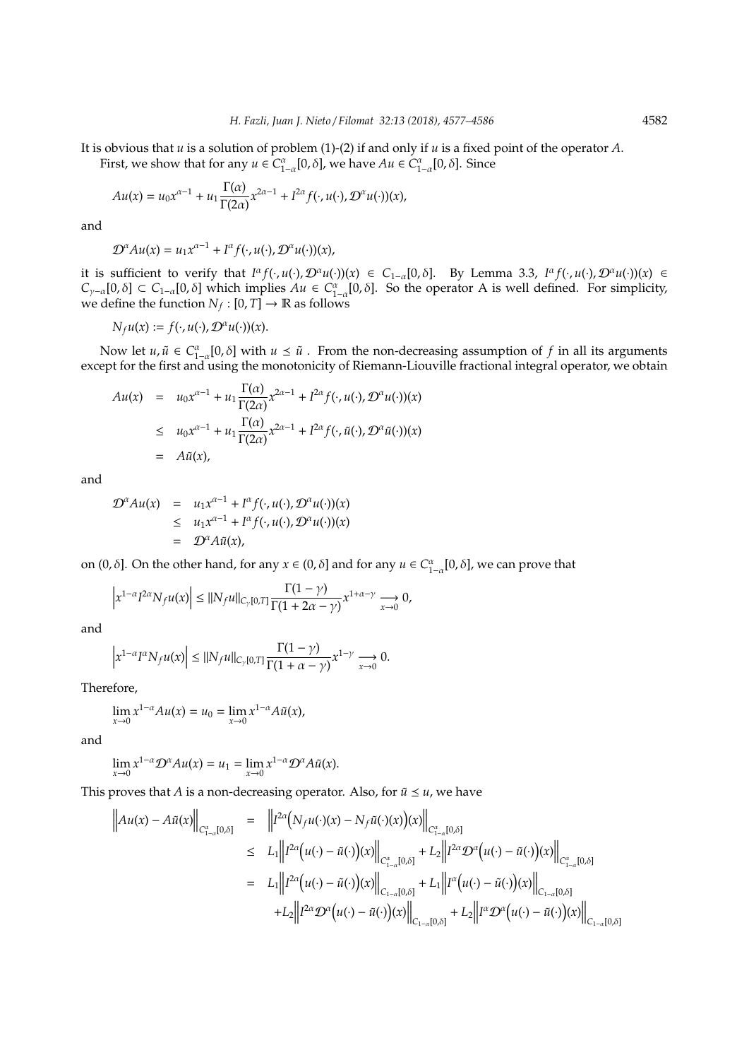It is obvious that $u$ is a solution of problem (1)-(2) if and only if $u$ is a fixed point of the operator $A$.

First, we show that for any $u \in C^{\alpha}_{1-\alpha}[0,\delta]$, we have $Au \in C^{\alpha}_{1-\alpha}[0,\delta]$. Since

$$Au(x) = u_0 x^{\alpha-1} + u_1 \frac{\Gamma(\alpha)}{\Gamma(2\alpha)} x^{2\alpha-1} + I^{2\alpha} f(\cdot, u(\cdot), \mathcal{D}^{\alpha}u(\cdot))(x),$$

and

$$\mathcal{D}^{\alpha}Au(x) = u_1 x^{\alpha-1} + I^{\alpha} f(\cdot, u(\cdot), \mathcal{D}^{\alpha}u(\cdot))(x),$$

it is sufficient to verify that $I^{\alpha} f(\cdot, u(\cdot), \mathcal{D}^{\alpha}u(\cdot))(x) \in C_{1-\alpha}[0,\delta]$. By Lemma 3.3, $I^{\alpha} f(\cdot, u(\cdot), \mathcal{D}^{\alpha}u(\cdot))(x) \in C_{\gamma-\alpha}[0,\delta] \subset C_{1-\alpha}[0,\delta]$ which implies $Au \in C^{\alpha}_{1-\alpha}[0,\delta]$. So the operator A is well defined. For simplicity, we define the function $N_f : [0,T] \to \mathbb{R}$ as follows

$$N_f u(x) := f(\cdot, u(\cdot), \mathcal{D}^{\alpha}u(\cdot))(x).$$

Now let $u, \tilde{u} \in C^{\alpha}_{1-\alpha}[0,\delta]$ with $u \leq \tilde{u}$ . From the non-decreasing assumption of $f$ in all its arguments except for the first and using the monotonicity of Riemann-Liouville fractional integral operator, we obtain

$$\begin{aligned}
Au(x) &= u_0 x^{\alpha-1} + u_1 \frac{\Gamma(\alpha)}{\Gamma(2\alpha)} x^{2\alpha-1} + I^{2\alpha} f(\cdot, u(\cdot), \mathcal{D}^{\alpha}u(\cdot))(x) \\
&\leq u_0 x^{\alpha-1} + u_1 \frac{\Gamma(\alpha)}{\Gamma(2\alpha)} x^{2\alpha-1} + I^{2\alpha} f(\cdot, \tilde{u}(\cdot), \mathcal{D}^{\alpha}\tilde{u}(\cdot))(x) \\
&= A\tilde{u}(x),
\end{aligned}$$

and

$$\begin{aligned}
\mathcal{D}^{\alpha}Au(x) &= u_1 x^{\alpha-1} + I^{\alpha} f(\cdot, u(\cdot), \mathcal{D}^{\alpha}u(\cdot))(x) \\
&\leq u_1 x^{\alpha-1} + I^{\alpha} f(\cdot, u(\cdot), \mathcal{D}^{\alpha}u(\cdot))(x) \\
&= \mathcal{D}^{\alpha}A\tilde{u}(x),
\end{aligned}$$

on $(0,\delta]$. On the other hand, for any $x \in (0,\delta]$ and for any $u \in C^{\alpha}_{1-\alpha}[0,\delta]$, we can prove that

$$\left| x^{1-\alpha} I^{2\alpha} N_f u(x) \right| \leq \|N_f u\|_{C_{\gamma}[0,T]} \frac{\Gamma(1-\gamma)}{\Gamma(1+2\alpha-\gamma)} x^{1+\alpha-\gamma} \underset{x\to 0}{\longrightarrow} 0,$$

and

$$\left| x^{1-\alpha} I^{\alpha} N_f u(x) \right| \leq \|N_f u\|_{C_{\gamma}[0,T]} \frac{\Gamma(1-\gamma)}{\Gamma(1+\alpha-\gamma)} x^{1-\gamma} \underset{x\to 0}{\longrightarrow} 0.$$

Therefore,

$$\lim_{x\to 0} x^{1-\alpha} Au(x) = u_0 = \lim_{x\to 0} x^{1-\alpha} A\tilde{u}(x),$$

and

$$\lim_{x\to 0} x^{1-\alpha} \mathcal{D}^{\alpha}Au(x) = u_1 = \lim_{x\to 0} x^{1-\alpha} \mathcal{D}^{\alpha}A\tilde{u}(x).$$

This proves that $A$ is a non-decreasing operator. Also, for $\tilde{u} \leq u$, we have

$$\begin{aligned}
\left\| Au(x) - A\tilde{u}(x) \right\|_{C^{\alpha}_{1-\alpha}[0,\delta]} &= \left\| I^{2\alpha}\Big(N_f u(\cdot)(x) - N_f \tilde{u}(\cdot)(x)\Big)(x) \right\|_{C^{\alpha}_{1-\alpha}[0,\delta]} \\
&\leq L_1 \left\| I^{2\alpha}\Big(u(\cdot) - \tilde{u}(\cdot)\Big)(x) \right\|_{C^{\alpha}_{1-\alpha}[0,\delta]} + L_2 \left\| I^{2\alpha}\mathcal{D}^{\alpha}\Big(u(\cdot) - \tilde{u}(\cdot)\Big)(x) \right\|_{C^{\alpha}_{1-\alpha}[0,\delta]} \\
&= L_1 \left\| I^{2\alpha}\Big(u(\cdot) - \tilde{u}(\cdot)\Big)(x) \right\|_{C_{1-\alpha}[0,\delta]} + L_1 \left\| I^{\alpha}\Big(u(\cdot) - \tilde{u}(\cdot)\Big)(x) \right\|_{C_{1-\alpha}[0,\delta]} \\
&\quad + L_2 \left\| I^{2\alpha}\mathcal{D}^{\alpha}\Big(u(\cdot) - \tilde{u}(\cdot)\Big)(x) \right\|_{C_{1-\alpha}[0,\delta]} + L_2 \left\| I^{\alpha}\mathcal{D}^{\alpha}\Big(u(\cdot) - \tilde{u}(\cdot)\Big)(x) \right\|_{C_{1-\alpha}[0,\delta]}
\end{aligned}$$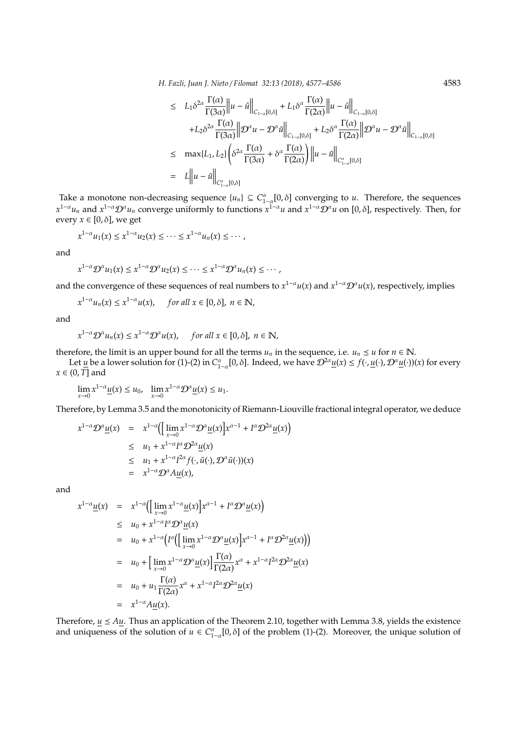$$
\begin{aligned}
&\leq L_1\delta^{2\alpha}\frac{\Gamma(\alpha)}{\Gamma(3\alpha)}\Big\|u-\tilde{u}\Big\|_{C_{1-\alpha}[0,\delta]}+L_1\delta^{\alpha}\frac{\Gamma(\alpha)}{\Gamma(2\alpha)}\Big\|u-\tilde{u}\Big\|_{C_{1-\alpha}[0,\delta]}\\
&\quad+L_2\delta^{2\alpha}\frac{\Gamma(\alpha)}{\Gamma(3\alpha)}\Big\|\mathcal{D}^{\alpha}u-\mathcal{D}^{\alpha}\tilde{u}\Big\|_{C_{1-\alpha}[0,\delta]}+L_2\delta^{\alpha}\frac{\Gamma(\alpha)}{\Gamma(2\alpha)}\Big\|\mathcal{D}^{\alpha}u-\mathcal{D}^{\alpha}\tilde{u}\Big\|_{C_{1-\alpha}[0,\delta]}\\
&\leq \max\{L_1,L_2\}\left(\delta^{2\alpha}\frac{\Gamma(\alpha)}{\Gamma(3\alpha)}+\delta^{\alpha}\frac{\Gamma(\alpha)}{\Gamma(2\alpha)}\right)\Big\|u-\tilde{u}\Big\|_{C^{\alpha}_{1-\alpha}[0,\delta]}\\
&= L\Big\|u-\tilde{u}\Big\|_{C^{\alpha}_{1-\alpha}[0,\delta]}
\end{aligned}
$$

Take a monotone non-decreasing sequence $\{u_n\}\subseteq C^{\alpha}_{1-\alpha}[0,\delta]$ converging to $u$. Therefore, the sequences $x^{1-\alpha}u_n$ and $x^{1-\alpha}\mathcal{D}^{\alpha}u_n$ converge uniformly to functions $x^{1-\alpha}u$ and $x^{1-\alpha}\mathcal{D}^{\alpha}u$ on $[0,\delta]$, respectively. Then, for every $x\in[0,\delta]$, we get

$$x^{1-\alpha}u_1(x)\leq x^{1-\alpha}u_2(x)\leq\cdots\leq x^{1-\alpha}u_n(x)\leq\cdots,$$

and

$$x^{1-\alpha}\mathcal{D}^{\alpha}u_1(x)\leq x^{1-\alpha}\mathcal{D}^{\alpha}u_2(x)\leq\cdots\leq x^{1-\alpha}\mathcal{D}^{\alpha}u_n(x)\leq\cdots,$$

and the convergence of these sequences of real numbers to $x^{1-\alpha}u(x)$ and $x^{1-\alpha}\mathcal{D}^{\alpha}u(x)$, respectively, implies

$$x^{1-\alpha}u_n(x)\leq x^{1-\alpha}u(x),\quad \textit{for all } x\in[0,\delta],\ n\in\mathbb{N},$$

and

$$x^{1-\alpha}\mathcal{D}^{\alpha}u_n(x)\leq x^{1-\alpha}\mathcal{D}^{\alpha}u(x),\quad \textit{for all } x\in[0,\delta],\ n\in\mathbb{N},$$

therefore, the limit is an upper bound for all the terms $u_n$ in the sequence, i.e. $u_n\preceq u$ for $n\in\mathbb{N}$.

Let $\underline{u}$ be a lower solution for (1)-(2) in $C^{\alpha}_{1-\alpha}[0,\delta]$. Indeed, we have $\mathcal{D}^{2\alpha}\underline{u}(x)\leq f(\cdot,\underline{u}(\cdot),\mathcal{D}^{\alpha}\underline{u}(\cdot))(x)$ for every $x\in(0,T]$ and

$$\lim_{x\to 0}x^{1-\alpha}\underline{u}(x)\leq u_0,\quad \lim_{x\to 0}x^{1-\alpha}\mathcal{D}^{\alpha}\underline{u}(x)\leq u_1.$$

Therefore, by Lemma 3.5 and the monotonicity of Riemann-Liouville fractional integral operator, we deduce

$$
\begin{aligned}
x^{1-\alpha}\mathcal{D}^{\alpha}\underline{u}(x) &= x^{1-\alpha}\Big(\Big[\lim_{x\to 0}x^{1-\alpha}\mathcal{D}^{\alpha}\underline{u}(x)\Big]x^{\alpha-1}+I^{\alpha}\mathcal{D}^{2\alpha}\underline{u}(x)\Big)\\
&\leq u_1+x^{1-\alpha}I^{\alpha}\mathcal{D}^{2\alpha}\underline{u}(x)\\
&\leq u_1+x^{1-\alpha}I^{2\alpha}f(\cdot,\tilde{u}(\cdot),\mathcal{D}^{\alpha}\tilde{u}(\cdot))(x)\\
&= x^{1-\alpha}\mathcal{D}^{\alpha}A\underline{u}(x),
\end{aligned}
$$

and

$$
\begin{aligned}
x^{1-\alpha}\underline{u}(x) &= x^{1-\alpha}\Big(\Big[\lim_{x\to 0}x^{1-\alpha}\underline{u}(x)\Big]x^{\alpha-1}+I^{\alpha}\mathcal{D}^{\alpha}\underline{u}(x)\Big)\\
&\leq u_0+x^{1-\alpha}I^{\alpha}\mathcal{D}^{\alpha}\underline{u}(x)\\
&= u_0+x^{1-\alpha}\Big(I^{\alpha}\Big(\Big[\lim_{x\to 0}x^{1-\alpha}\mathcal{D}^{\alpha}\underline{u}(x)\Big]x^{\alpha-1}+I^{\alpha}\mathcal{D}^{2\alpha}\underline{u}(x)\Big)\Big)\\
&= u_0+\Big[\lim_{x\to 0}x^{1-\alpha}\mathcal{D}^{\alpha}\underline{u}(x)\Big]\frac{\Gamma(\alpha)}{\Gamma(2\alpha)}x^{\alpha}+x^{1-\alpha}I^{2\alpha}\mathcal{D}^{2\alpha}\underline{u}(x)\\
&= u_0+u_1\frac{\Gamma(\alpha)}{\Gamma(2\alpha)}x^{\alpha}+x^{1-\alpha}I^{2\alpha}\mathcal{D}^{2\alpha}\underline{u}(x)\\
&= x^{1-\alpha}A\underline{u}(x).
\end{aligned}
$$

Therefore, $\underline{u}\preceq A\underline{u}$. Thus an application of the Theorem 2.10, together with Lemma 3.8, yields the existence and uniqueness of the solution of $u\in C^{\alpha}_{1-\alpha}[0,\delta]$ of the problem (1)-(2). Moreover, the unique solution of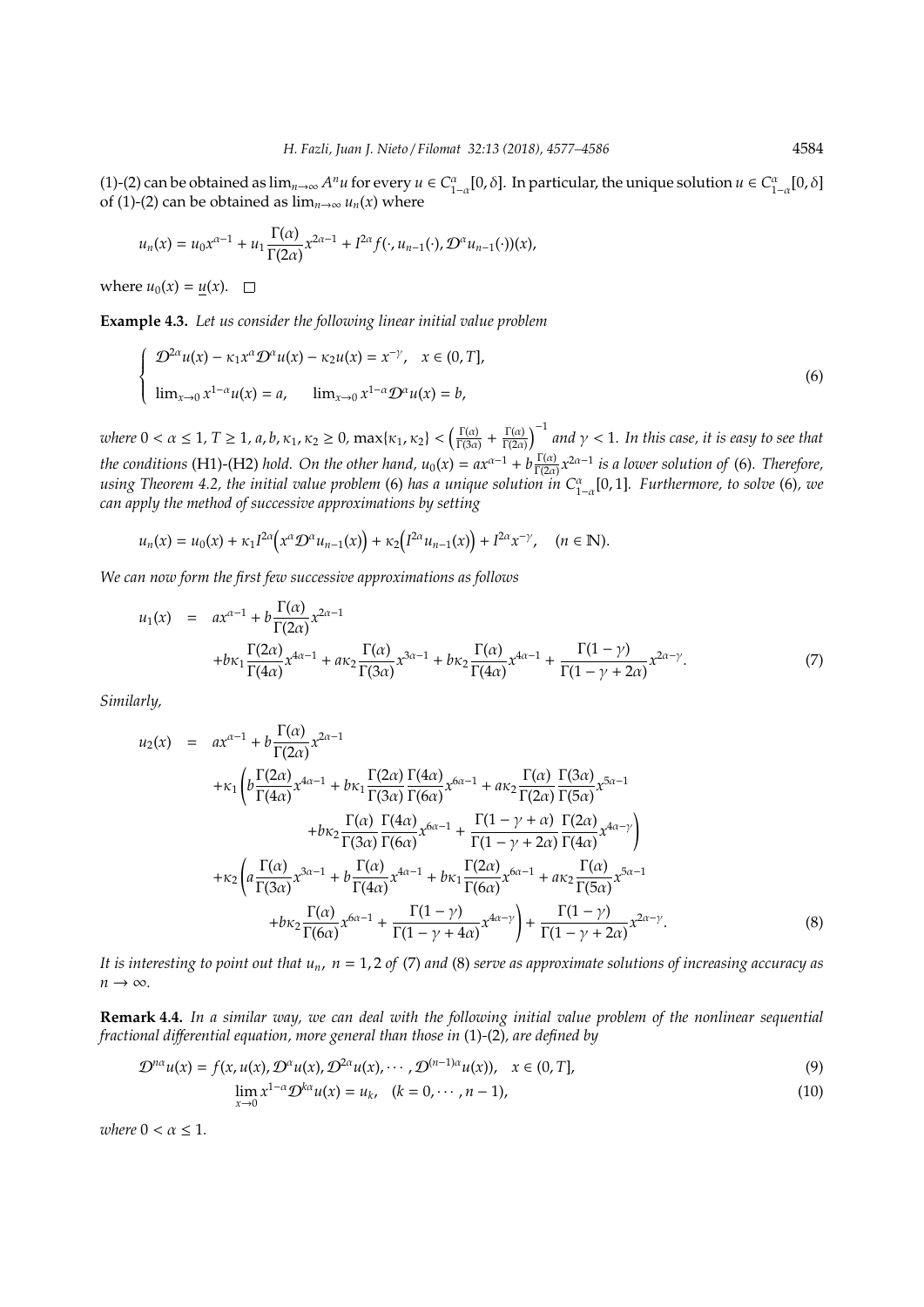(1)-(2) can be obtained as $\lim_{n\to\infty} A^n u$ for every $u \in C^{\alpha}_{1-\alpha}[0,\delta]$. In particular, the unique solution $u \in C^{\alpha}_{1-\alpha}[0,\delta]$ of (1)-(2) can be obtained as $\lim_{n\to\infty} u_n(x)$ where

$$u_n(x) = u_0 x^{\alpha-1} + u_1 \frac{\Gamma(\alpha)}{\Gamma(2\alpha)} x^{2\alpha-1} + I^{2\alpha} f(\cdot, u_{n-1}(\cdot), \mathcal{D}^{\alpha} u_{n-1}(\cdot))(x),$$

where $u_0(x) = \underline{u}(x)$. $\square$

**Example 4.3.** *Let us consider the following linear initial value problem*

$$\begin{cases} \mathcal{D}^{2\alpha} u(x) - \kappa_1 x^{\alpha} \mathcal{D}^{\alpha} u(x) - \kappa_2 u(x) = x^{-\gamma}, \quad x \in (0,T], \\ \lim_{x\to 0} x^{1-\alpha} u(x) = a, \qquad \lim_{x\to 0} x^{1-\alpha} \mathcal{D}^{\alpha} u(x) = b, \end{cases} \tag{6}$$

*where $0 < \alpha \leq 1$, $T \geq 1$, $a, b, \kappa_1, \kappa_2 \geq 0$, $\max\{\kappa_1, \kappa_2\} < \left(\frac{\Gamma(\alpha)}{\Gamma(3\alpha)} + \frac{\Gamma(\alpha)}{\Gamma(2\alpha)}\right)^{-1}$ and $\gamma < 1$. In this case, it is easy to see that the conditions* (H1)-(H2) *hold. On the other hand, $u_0(x) = a x^{\alpha-1} + b \frac{\Gamma(\alpha)}{\Gamma(2\alpha)} x^{2\alpha-1}$ is a lower solution of* (6)*. Therefore, using Theorem 4.2, the initial value problem* (6) *has a unique solution in $C^{\alpha}_{1-\alpha}[0,1]$. Furthermore, to solve* (6)*, we can apply the method of successive approximations by setting*

$$u_n(x) = u_0(x) + \kappa_1 I^{2\alpha}\Big(x^{\alpha} \mathcal{D}^{\alpha} u_{n-1}(x)\Big) + \kappa_2 \Big(I^{2\alpha} u_{n-1}(x)\Big) + I^{2\alpha} x^{-\gamma}, \quad (n \in \mathbb{N}).$$

*We can now form the first few successive approximations as follows*

$$\begin{aligned} u_1(x) \;&=\; a x^{\alpha-1} + b \frac{\Gamma(\alpha)}{\Gamma(2\alpha)} x^{2\alpha-1} \\ &+ b\kappa_1 \frac{\Gamma(2\alpha)}{\Gamma(4\alpha)} x^{4\alpha-1} + a\kappa_2 \frac{\Gamma(\alpha)}{\Gamma(3\alpha)} x^{3\alpha-1} + b\kappa_2 \frac{\Gamma(\alpha)}{\Gamma(4\alpha)} x^{4\alpha-1} + \frac{\Gamma(1-\gamma)}{\Gamma(1-\gamma+2\alpha)} x^{2\alpha-\gamma}. \end{aligned} \tag{7}$$

*Similarly,*

$$\begin{aligned} u_2(x) \;&=\; a x^{\alpha-1} + b \frac{\Gamma(\alpha)}{\Gamma(2\alpha)} x^{2\alpha-1} \\ &+ \kappa_1 \Bigg( b \frac{\Gamma(2\alpha)}{\Gamma(4\alpha)} x^{4\alpha-1} + b\kappa_1 \frac{\Gamma(2\alpha)}{\Gamma(3\alpha)} \frac{\Gamma(4\alpha)}{\Gamma(6\alpha)} x^{6\alpha-1} + a\kappa_2 \frac{\Gamma(\alpha)}{\Gamma(2\alpha)} \frac{\Gamma(3\alpha)}{\Gamma(5\alpha)} x^{5\alpha-1} \\ &\qquad + b\kappa_2 \frac{\Gamma(\alpha)}{\Gamma(3\alpha)} \frac{\Gamma(4\alpha)}{\Gamma(6\alpha)} x^{6\alpha-1} + \frac{\Gamma(1-\gamma+\alpha)}{\Gamma(1-\gamma+2\alpha)} \frac{\Gamma(2\alpha)}{\Gamma(4\alpha)} x^{4\alpha-\gamma} \Bigg) \\ &+ \kappa_2 \Bigg( a \frac{\Gamma(\alpha)}{\Gamma(3\alpha)} x^{3\alpha-1} + b \frac{\Gamma(\alpha)}{\Gamma(4\alpha)} x^{4\alpha-1} + b\kappa_1 \frac{\Gamma(2\alpha)}{\Gamma(6\alpha)} x^{6\alpha-1} + a\kappa_2 \frac{\Gamma(\alpha)}{\Gamma(5\alpha)} x^{5\alpha-1} \\ &\qquad + b\kappa_2 \frac{\Gamma(\alpha)}{\Gamma(6\alpha)} x^{6\alpha-1} + \frac{\Gamma(1-\gamma)}{\Gamma(1-\gamma+4\alpha)} x^{4\alpha-\gamma} \Bigg) + \frac{\Gamma(1-\gamma)}{\Gamma(1-\gamma+2\alpha)} x^{2\alpha-\gamma}. \end{aligned} \tag{8}$$

*It is interesting to point out that $u_n$, $n = 1, 2$ of* (7) *and* (8) *serve as approximate solutions of increasing accuracy as $n \to \infty$.*

**Remark 4.4.** *In a similar way, we can deal with the following initial value problem of the nonlinear sequential fractional differential equation, more general than those in* (1)-(2)*, are defined by*

$$\mathcal{D}^{n\alpha} u(x) = f(x, u(x), \mathcal{D}^{\alpha} u(x), \mathcal{D}^{2\alpha} u(x), \cdots, \mathcal{D}^{(n-1)\alpha} u(x)), \quad x \in (0,T], \tag{9}$$

$$\lim_{x\to 0} x^{1-\alpha} \mathcal{D}^{k\alpha} u(x) = u_k, \quad (k = 0, \cdots, n-1), \tag{10}$$

*where $0 < \alpha \leq 1$.*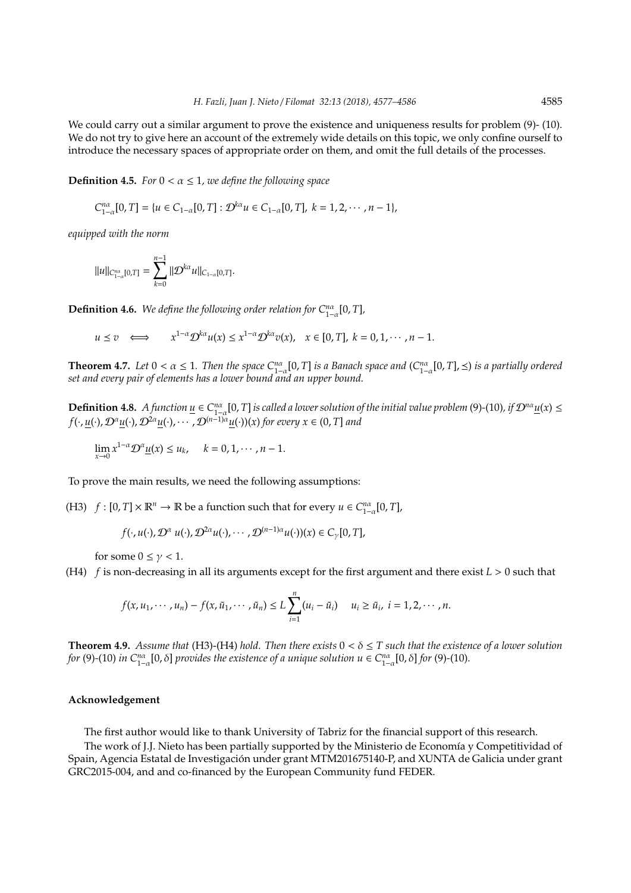We could carry out a similar argument to prove the existence and uniqueness results for problem (9)- (10). We do not try to give here an account of the extremely wide details on this topic, we only confine ourself to introduce the necessary spaces of appropriate order on them, and omit the full details of the processes.

**Definition 4.5.** *For $0 < \alpha \leq 1$, we define the following space*

$$C^{n\alpha}_{1-\alpha}[0,T] = \{u \in C_{1-\alpha}[0,T] : \mathcal{D}^{k\alpha}u \in C_{1-\alpha}[0,T],\ k = 1,2,\cdots,n-1\},$$

*equipped with the norm*

$$\|u\|_{C^{n\alpha}_{1-\alpha}[0,T]} = \sum_{k=0}^{n-1} \|\mathcal{D}^{k\alpha}u\|_{C_{1-\alpha}[0,T]}.$$

**Definition 4.6.** *We define the following order relation for $C^{n\alpha}_{1-\alpha}[0,T]$,*

$$u \preceq v \iff x^{1-\alpha}\mathcal{D}^{k\alpha}u(x) \leq x^{1-\alpha}\mathcal{D}^{k\alpha}v(x), \quad x \in [0,T],\ k = 0,1,\cdots,n-1.$$

**Theorem 4.7.** *Let $0 < \alpha \leq 1$. Then the space $C^{n\alpha}_{1-\alpha}[0,T]$ is a Banach space and $(C^{n\alpha}_{1-\alpha}[0,T],\preceq)$ is a partially ordered set and every pair of elements has a lower bound and an upper bound.*

**Definition 4.8.** *A function $\underline{u} \in C^{n\alpha}_{1-\alpha}[0,T]$ is called a lower solution of the initial value problem (9)-(10), if $\mathcal{D}^{n\alpha}\underline{u}(x) \leq f(\cdot,\underline{u}(\cdot),\mathcal{D}^{\alpha}\underline{u}(\cdot),\mathcal{D}^{2\alpha}\underline{u}(\cdot),\cdots,\mathcal{D}^{(n-1)\alpha}\underline{u}(\cdot))(x)$ for every $x \in (0,T]$ and*

$$\lim_{x\to 0} x^{1-\alpha}\mathcal{D}^{\alpha}\underline{u}(x) \leq u_k, \quad k = 0,1,\cdots,n-1.$$

To prove the main results, we need the following assumptions:

(H3) $f : [0,T]\times\mathbb{R}^n \to \mathbb{R}$ be a function such that for every $u \in C^{n\alpha}_{1-\alpha}[0,T]$,

$$f(\cdot,u(\cdot),\mathcal{D}^{\alpha}\,u(\cdot),\mathcal{D}^{2\alpha}u(\cdot),\cdots,\mathcal{D}^{(n-1)\alpha}u(\cdot))(x) \in C_{\gamma}[0,T],$$

for some $0 \leq \gamma < 1$.

(H4) $f$ is non-decreasing in all its arguments except for the first argument and there exist $L > 0$ such that

$$f(x,u_1,\cdots,u_n) - f(x,\tilde{u}_1,\cdots,\tilde{u}_n) \leq L\sum_{i=1}^{n}(u_i - \tilde{u}_i) \quad u_i \geq \tilde{u}_i,\ i = 1,2,\cdots,n.$$

**Theorem 4.9.** *Assume that (H3)-(H4) hold. Then there exists $0 < \delta \leq T$ such that the existence of a lower solution for (9)-(10) in $C^{n\alpha}_{1-\alpha}[0,\delta]$ provides the existence of a unique solution $u \in C^{n\alpha}_{1-\alpha}[0,\delta]$ for (9)-(10).*

## Acknowledgement

The first author would like to thank University of Tabriz for the financial support of this research.

The work of J.J. Nieto has been partially supported by the Ministerio de Economía y Competitividad of Spain, Agencia Estatal de Investigación under grant MTM201675140-P, and XUNTA de Galicia under grant GRC2015-004, and and co-financed by the European Community fund FEDER.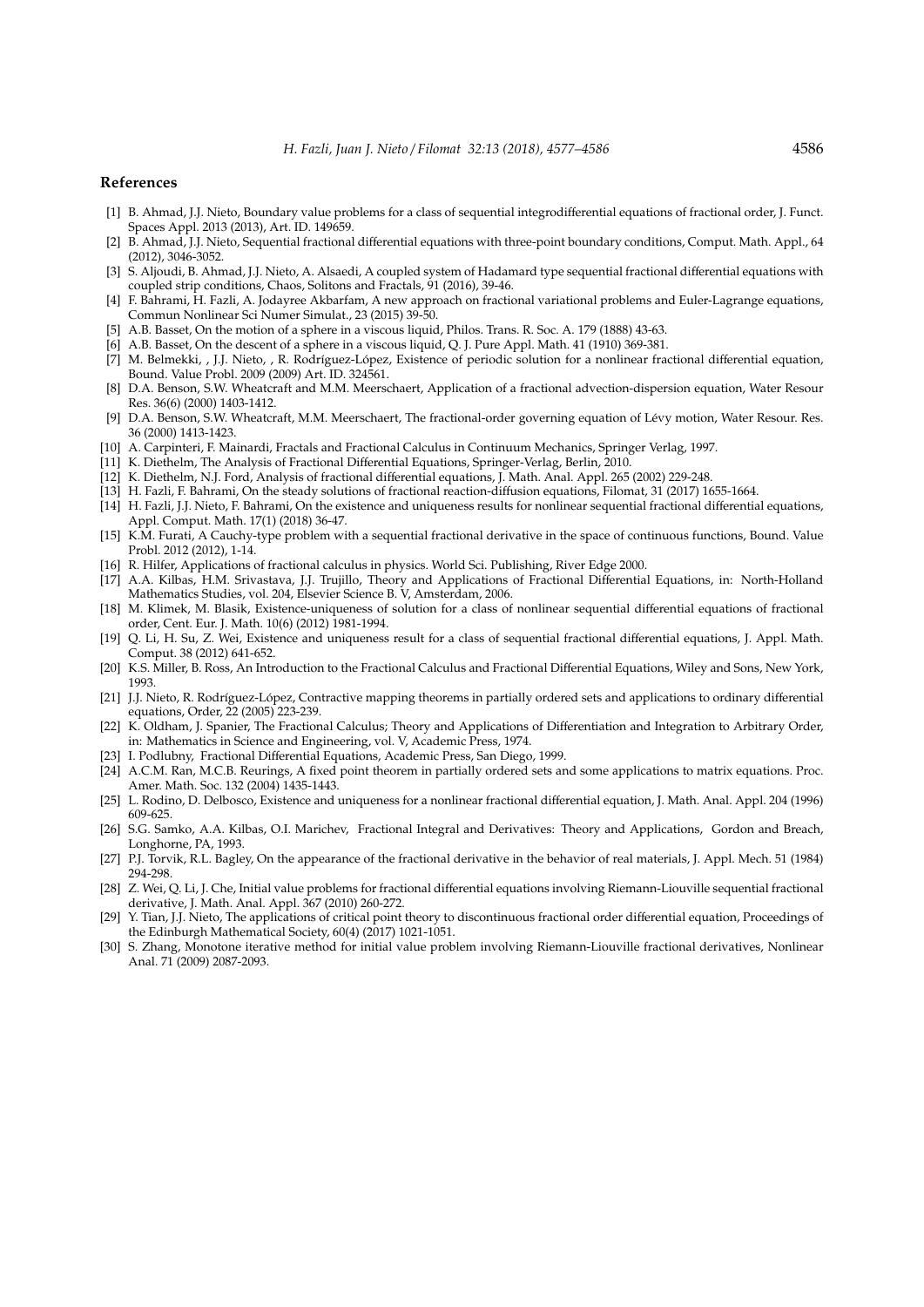## References

[1] B. Ahmad, J.J. Nieto, Boundary value problems for a class of sequential integrodifferential equations of fractional order, J. Funct. Spaces Appl. 2013 (2013), Art. ID. 149659.

[2] B. Ahmad, J.J. Nieto, Sequential fractional differential equations with three-point boundary conditions, Comput. Math. Appl., 64 (2012), 3046-3052.

[3] S. Aljoudi, B. Ahmad, J.J. Nieto, A. Alsaedi, A coupled system of Hadamard type sequential fractional differential equations with coupled strip conditions, Chaos, Solitons and Fractals, 91 (2016), 39-46.

[4] F. Bahrami, H. Fazli, A. Jodayree Akbarfam, A new approach on fractional variational problems and Euler-Lagrange equations, Commun Nonlinear Sci Numer Simulat., 23 (2015) 39-50.

[5] A.B. Basset, On the motion of a sphere in a viscous liquid, Philos. Trans. R. Soc. A. 179 (1888) 43-63.

[6] A.B. Basset, On the descent of a sphere in a viscous liquid, Q. J. Pure Appl. Math. 41 (1910) 369-381.

[7] M. Belmekki, , J.J. Nieto, , R. Rodríguez-López, Existence of periodic solution for a nonlinear fractional differential equation, Bound. Value Probl. 2009 (2009) Art. ID. 324561.

[8] D.A. Benson, S.W. Wheatcraft and M.M. Meerschaert, Application of a fractional advection-dispersion equation, Water Resour Res. 36(6) (2000) 1403-1412.

[9] D.A. Benson, S.W. Wheatcraft, M.M. Meerschaert, The fractional-order governing equation of Lévy motion, Water Resour. Res. 36 (2000) 1413-1423.

[10] A. Carpinteri, F. Mainardi, Fractals and Fractional Calculus in Continuum Mechanics, Springer Verlag, 1997.

[11] K. Diethelm, The Analysis of Fractional Differential Equations, Springer-Verlag, Berlin, 2010.

[12] K. Diethelm, N.J. Ford, Analysis of fractional differential equations, J. Math. Anal. Appl. 265 (2002) 229-248.

[13] H. Fazli, F. Bahrami, On the steady solutions of fractional reaction-diffusion equations, Filomat, 31 (2017) 1655-1664.

[14] H. Fazli, J.J. Nieto, F. Bahrami, On the existence and uniqueness results for nonlinear sequential fractional differential equations, Appl. Comput. Math. 17(1) (2018) 36-47.

[15] K.M. Furati, A Cauchy-type problem with a sequential fractional derivative in the space of continuous functions, Bound. Value Probl. 2012 (2012), 1-14.

[16] R. Hilfer, Applications of fractional calculus in physics. World Sci. Publishing, River Edge 2000.

[17] A.A. Kilbas, H.M. Srivastava, J.J. Trujillo, Theory and Applications of Fractional Differential Equations, in: North-Holland Mathematics Studies, vol. 204, Elsevier Science B. V, Amsterdam, 2006.

[18] M. Klimek, M. Blasik, Existence-uniqueness of solution for a class of nonlinear sequential differential equations of fractional order, Cent. Eur. J. Math. 10(6) (2012) 1981-1994.

[19] Q. Li, H. Su, Z. Wei, Existence and uniqueness result for a class of sequential fractional differential equations, J. Appl. Math. Comput. 38 (2012) 641-652.

[20] K.S. Miller, B. Ross, An Introduction to the Fractional Calculus and Fractional Differential Equations, Wiley and Sons, New York, 1993.

[21] J.J. Nieto, R. Rodríguez-López, Contractive mapping theorems in partially ordered sets and applications to ordinary differential equations, Order, 22 (2005) 223-239.

[22] K. Oldham, J. Spanier, The Fractional Calculus; Theory and Applications of Differentiation and Integration to Arbitrary Order, in: Mathematics in Science and Engineering, vol. V, Academic Press, 1974.

[23] I. Podlubny, Fractional Differential Equations, Academic Press, San Diego, 1999.

[24] A.C.M. Ran, M.C.B. Reurings, A fixed point theorem in partially ordered sets and some applications to matrix equations. Proc. Amer. Math. Soc. 132 (2004) 1435-1443.

[25] L. Rodino, D. Delbosco, Existence and uniqueness for a nonlinear fractional differential equation, J. Math. Anal. Appl. 204 (1996) 609-625.

[26] S.G. Samko, A.A. Kilbas, O.I. Marichev, Fractional Integral and Derivatives: Theory and Applications, Gordon and Breach, Longhorne, PA, 1993.

[27] P.J. Torvik, R.L. Bagley, On the appearance of the fractional derivative in the behavior of real materials, J. Appl. Mech. 51 (1984) 294-298.

[28] Z. Wei, Q. Li, J. Che, Initial value problems for fractional differential equations involving Riemann-Liouville sequential fractional derivative, J. Math. Anal. Appl. 367 (2010) 260-272.

[29] Y. Tian, J.J. Nieto, The applications of critical point theory to discontinuous fractional order differential equation, Proceedings of the Edinburgh Mathematical Society, 60(4) (2017) 1021-1051.

[30] S. Zhang, Monotone iterative method for initial value problem involving Riemann-Liouville fractional derivatives, Nonlinear Anal. 71 (2009) 2087-2093.